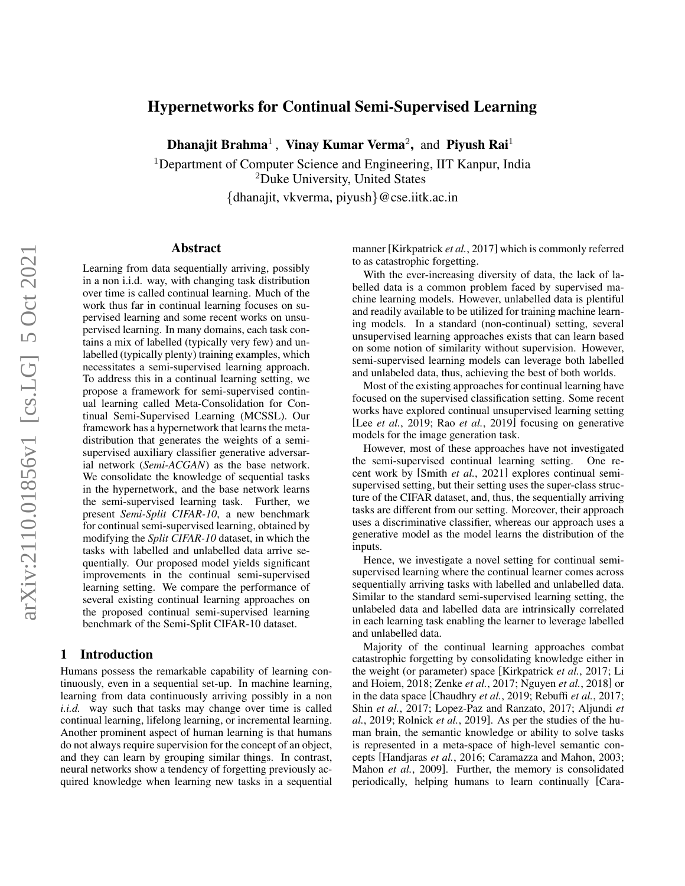# Hypernetworks for Continual Semi-Supervised Learning

**Dhanajit Brahma**[1], **Vinay Kumar Verma**[2], and **Piyush Rai**[1]

[1]Department of Computer Science and Engineering, IIT Kanpur, India
[2]Duke University, United States

{dhanajit, vkverma, piyush}@cse.iitk.ac.in

## Abstract

Learning from data sequentially arriving, possibly in a non i.i.d. way, with changing task distribution over time is called continual learning. Much of the work thus far in continual learning focuses on supervised learning and some recent works on unsupervised learning. In many domains, each task contains a mix of labelled (typically very few) and unlabelled (typically plenty) training examples, which necessitates a semi-supervised learning approach. To address this in a continual learning setting, we propose a framework for semi-supervised continual learning called Meta-Consolidation for Continual Semi-Supervised Learning (MCSSL). Our framework has a hypernetwork that learns the meta-distribution that generates the weights of a semi-supervised auxiliary classifier generative adversarial network (*Semi-ACGAN*) as the base network. We consolidate the knowledge of sequential tasks in the hypernetwork, and the base network learns the semi-supervised learning task. Further, we present *Semi-Split CIFAR-10*, a new benchmark for continual semi-supervised learning, obtained by modifying the *Split CIFAR-10* dataset, in which the tasks with labelled and unlabelled data arrive sequentially. Our proposed model yields significant improvements in the continual semi-supervised learning setting. We compare the performance of several existing continual learning approaches on the proposed continual semi-supervised learning benchmark of the Semi-Split CIFAR-10 dataset.

## 1 Introduction

Humans possess the remarkable capability of learning continuously, even in a sequential set-up. In machine learning, learning from data continuously arriving possibly in a non *i.i.d.* way such that tasks may change over time is called continual learning, lifelong learning, or incremental learning. Another prominent aspect of human learning is that humans do not always require supervision for the concept of an object, and they can learn by grouping similar things. In contrast, neural networks show a tendency of forgetting previously acquired knowledge when learning new tasks in a sequential manner [Kirkpatrick *et al.*, 2017] which is commonly referred to as catastrophic forgetting.

With the ever-increasing diversity of data, the lack of labelled data is a common problem faced by supervised machine learning models. However, unlabelled data is plentiful and readily available to be utilized for training machine learning models. In a standard (non-continual) setting, several unsupervised learning approaches exists that can learn based on some notion of similarity without supervision. However, semi-supervised learning models can leverage both labelled and unlabeled data, thus, achieving the best of both worlds.

Most of the existing approaches for continual learning have focused on the supervised classification setting. Some recent works have explored continual unsupervised learning setting [Lee *et al.*, 2019; Rao *et al.*, 2019] focusing on generative models for the image generation task.

However, most of these approaches have not investigated the semi-supervised continual learning setting. One recent work by [Smith *et al.*, 2021] explores continual semi-supervised setting, but their setting uses the super-class structure of the CIFAR dataset, and, thus, the sequentially arriving tasks are different from our setting. Moreover, their approach uses a discriminative classifier, whereas our approach uses a generative model as the model learns the distribution of the inputs.

Hence, we investigate a novel setting for continual semi-supervised learning where the continual learner comes across sequentially arriving tasks with labelled and unlabelled data. Similar to the standard semi-supervised learning setting, the unlabeled data and labelled data are intrinsically correlated in each learning task enabling the learner to leverage labelled and unlabelled data.

Majority of the continual learning approaches combat catastrophic forgetting by consolidating knowledge either in the weight (or parameter) space [Kirkpatrick *et al.*, 2017; Li and Hoiem, 2018; Zenke *et al.*, 2017; Nguyen *et al.*, 2018] or in the data space [Chaudhry *et al.*, 2019; Rebuffi *et al.*, 2017; Shin *et al.*, 2017; Lopez-Paz and Ranzato, 2017; Aljundi *et al.*, 2019; Rolnick *et al.*, 2019]. As per the studies of the human brain, the semantic knowledge or ability to solve tasks is represented in a meta-space of high-level semantic concepts [Handjaras *et al.*, 2016; Caramazza and Mahon, 2003; Mahon *et al.*, 2009]. Further, the memory is consolidated periodically, helping humans to learn continually [Cara-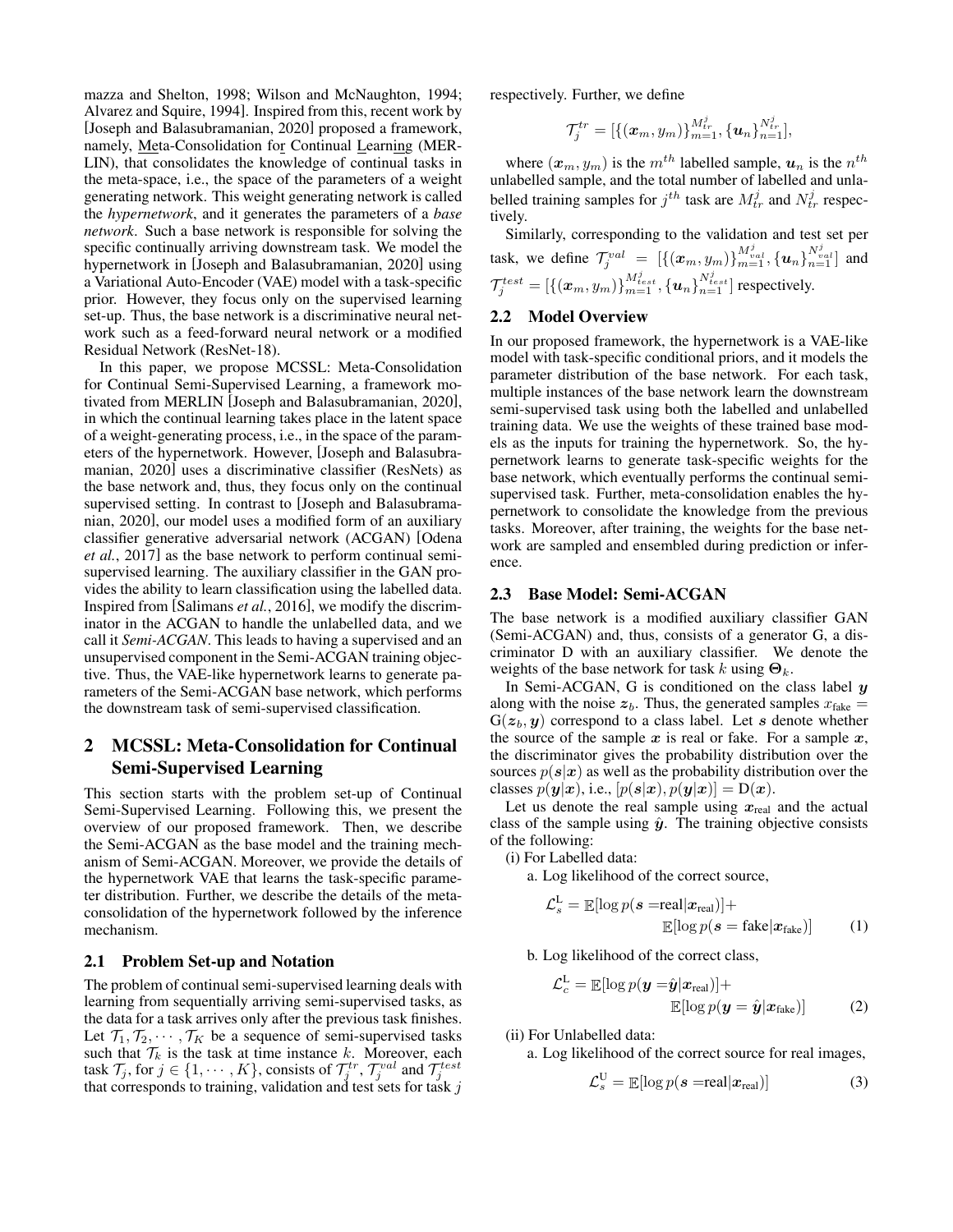mazza and Shelton, 1998; Wilson and McNaughton, 1994; Alvarez and Squire, 1994]. Inspired from this, recent work by [Joseph and Balasubramanian, 2020] proposed a framework, namely, Meta-Consolidation for Continual Learning (MERLIN), that consolidates the knowledge of continual tasks in the meta-space, i.e., the space of the parameters of a weight generating network. This weight generating network is called the *hypernetwork*, and it generates the parameters of a *base network*. Such a base network is responsible for solving the specific continually arriving downstream task. We model the hypernetwork in [Joseph and Balasubramanian, 2020] using a Variational Auto-Encoder (VAE) model with a task-specific prior. However, they focus only on the supervised learning set-up. Thus, the base network is a discriminative neural network such as a feed-forward neural network or a modified Residual Network (ResNet-18).

In this paper, we propose MCSSL: Meta-Consolidation for Continual Semi-Supervised Learning, a framework motivated from MERLIN [Joseph and Balasubramanian, 2020], in which the continual learning takes place in the latent space of a weight-generating process, i.e., in the space of the parameters of the hypernetwork. However, [Joseph and Balasubramanian, 2020] uses a discriminative classifier (ResNets) as the base network and, thus, they focus only on the continual supervised setting. In contrast to [Joseph and Balasubramanian, 2020], our model uses a modified form of an auxiliary classifier generative adversarial network (ACGAN) [Odena *et al.*, 2017] as the base network to perform continual semi-supervised learning. The auxiliary classifier in the GAN provides the ability to learn classification using the labelled data. Inspired from [Salimans *et al.*, 2016], we modify the discriminator in the ACGAN to handle the unlabelled data, and we call it *Semi-ACGAN*. This leads to having a supervised and an unsupervised component in the Semi-ACGAN training objective. Thus, the VAE-like hypernetwork learns to generate parameters of the Semi-ACGAN base network, which performs the downstream task of semi-supervised classification.

## 2 MCSSL: Meta-Consolidation for Continual Semi-Supervised Learning

This section starts with the problem set-up of Continual Semi-Supervised Learning. Following this, we present the overview of our proposed framework. Then, we describe the Semi-ACGAN as the base model and the training mechanism of Semi-ACGAN. Moreover, we provide the details of the hypernetwork VAE that learns the task-specific parameter distribution. Further, we describe the details of the meta-consolidation of the hypernetwork followed by the inference mechanism.

### 2.1 Problem Set-up and Notation

The problem of continual semi-supervised learning deals with learning from sequentially arriving semi-supervised tasks, as the data for a task arrives only after the previous task finishes. Let $\mathcal{T}_1, \mathcal{T}_2, \cdots, \mathcal{T}_K$ be a sequence of semi-supervised tasks such that $\mathcal{T}_k$ is the task at time instance $k$. Moreover, each task $\mathcal{T}_j$, for $j \in \{1, \cdots, K\}$, consists of $\mathcal{T}_j^{tr}$, $\mathcal{T}_j^{val}$ and $\mathcal{T}_j^{test}$ that corresponds to training, validation and test sets for task $j$ respectively. Further, we define

$$\mathcal{T}_j^{tr} = [\{(\boldsymbol{x}_m, y_m)\}_{m=1}^{M_{tr}^j}, \{\boldsymbol{u}_n\}_{n=1}^{N_{tr}^j}],$$

where $(\boldsymbol{x}_m, y_m)$ is the $m^{th}$ labelled sample, $\boldsymbol{u}_n$ is the $n^{th}$ unlabelled sample, and the total number of labelled and unlabelled training samples for $j^{th}$ task are $M_{tr}^j$ and $N_{tr}^j$ respectively.

Similarly, corresponding to the validation and test set per task, we define $\mathcal{T}_j^{val} = [\{(\boldsymbol{x}_m, y_m)\}_{m=1}^{M_{val}^j}, \{\boldsymbol{u}_n\}_{n=1}^{N_{val}^j}]$ and $\mathcal{T}_j^{test} = [\{(\boldsymbol{x}_m, y_m)\}_{m=1}^{M_{test}^j}, \{\boldsymbol{u}_n\}_{n=1}^{N_{test}^j}]$ respectively.

### 2.2 Model Overview

In our proposed framework, the hypernetwork is a VAE-like model with task-specific conditional priors, and it models the parameter distribution of the base network. For each task, multiple instances of the base network learn the downstream semi-supervised task using both the labelled and unlabelled training data. We use the weights of these trained base models as the inputs for training the hypernetwork. So, the hypernetwork learns to generate task-specific weights for the base network, which eventually performs the continual semi-supervised task. Further, meta-consolidation enables the hypernetwork to consolidate the knowledge from the previous tasks. Moreover, after training, the weights for the base network are sampled and ensembled during prediction or inference.

### 2.3 Base Model: Semi-ACGAN

The base network is a modified auxiliary classifier GAN (Semi-ACGAN) and, thus, consists of a generator G, a discriminator D with an auxiliary classifier. We denote the weights of the base network for task $k$ using $\boldsymbol{\Theta}_k$.

In Semi-ACGAN, G is conditioned on the class label $\boldsymbol{y}$ along with the noise $\boldsymbol{z}_b$. Thus, the generated samples $x_{\text{fake}} = \text{G}(\boldsymbol{z}_b, \boldsymbol{y})$ correspond to a class label. Let $\boldsymbol{s}$ denote whether the source of the sample $\boldsymbol{x}$ is real or fake. For a sample $\boldsymbol{x}$, the discriminator gives the probability distribution over the sources $p(\boldsymbol{s}|\boldsymbol{x})$ as well as the probability distribution over the classes $p(\boldsymbol{y}|\boldsymbol{x})$, i.e., $[p(\boldsymbol{s}|\boldsymbol{x}), p(\boldsymbol{y}|\boldsymbol{x})] = \text{D}(\boldsymbol{x})$.

Let us denote the real sample using $\boldsymbol{x}_{\text{real}}$ and the actual class of the sample using $\hat{\boldsymbol{y}}$. The training objective consists of the following:

(i) For Labelled data:

a. Log likelihood of the correct source,

$$\mathcal{L}_s^{\text{L}} = \mathbb{E}[\log p(\boldsymbol{s} = \text{real}|\boldsymbol{x}_{\text{real}})] + \mathbb{E}[\log p(\boldsymbol{s} = \text{fake}|\boldsymbol{x}_{\text{fake}})] \tag{1}$$

b. Log likelihood of the correct class,

$$\mathcal{L}_c^{\text{L}} = \mathbb{E}[\log p(\boldsymbol{y} = \hat{\boldsymbol{y}}|\boldsymbol{x}_{\text{real}})] + \mathbb{E}[\log p(\boldsymbol{y} = \hat{\boldsymbol{y}}|\boldsymbol{x}_{\text{fake}})] \tag{2}$$

(ii) For Unlabelled data:

a. Log likelihood of the correct source for real images,

$$\mathcal{L}_s^{\text{U}} = \mathbb{E}[\log p(\boldsymbol{s} = \text{real}|\boldsymbol{x}_{\text{real}})] \tag{3}$$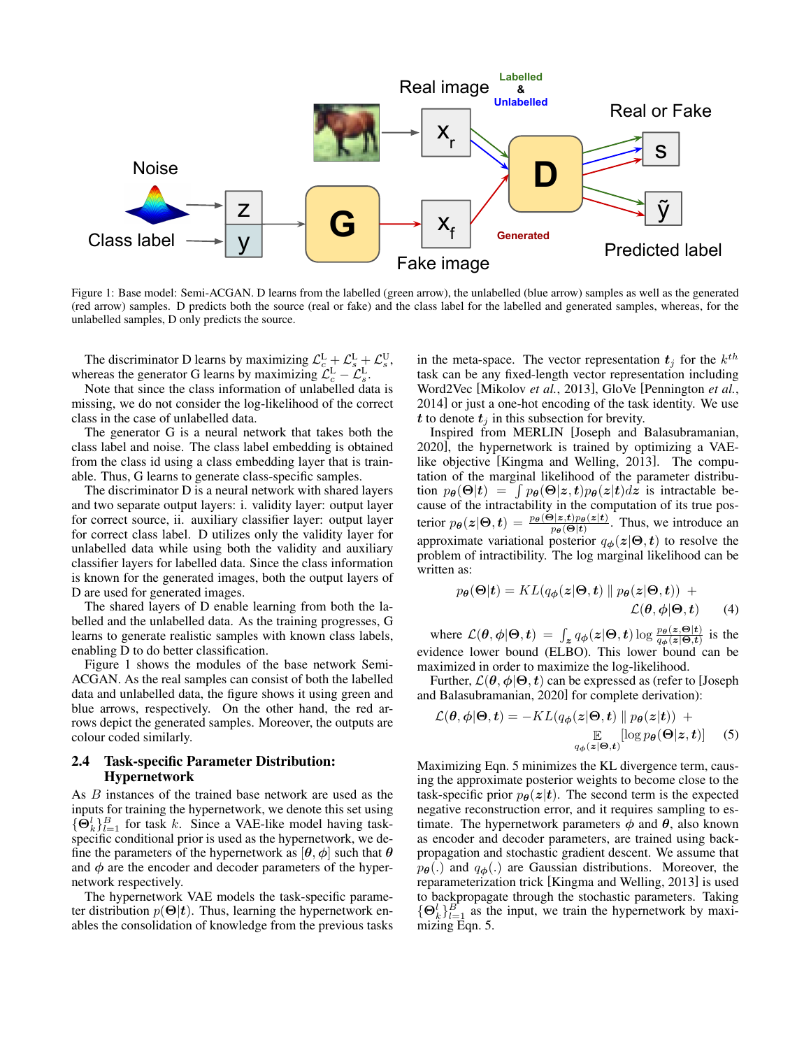Figure 1: Base model: Semi-ACGAN. D learns from the labelled (green arrow), the unlabelled (blue arrow) samples as well as the generated (red arrow) samples. D predicts both the source (real or fake) and the class label for the labelled and generated samples, whereas, for the unlabelled samples, D only predicts the source.

The discriminator D learns by maximizing $\mathcal{L}_c^{\mathrm{L}} + \mathcal{L}_s^{\mathrm{L}} + \mathcal{L}_s^{\mathrm{U}}$, whereas the generator G learns by maximizing $\mathcal{L}_c^{\mathrm{L}} - \mathcal{L}_s^{\mathrm{L}}$.

Note that since the class information of unlabelled data is missing, we do not consider the log-likelihood of the correct class in the case of unlabelled data.

The generator G is a neural network that takes both the class label and noise. The class label embedding is obtained from the class id using a class embedding layer that is trainable. Thus, G learns to generate class-specific samples.

The discriminator D is a neural network with shared layers and two separate output layers: i. validity layer: output layer for correct source, ii. auxiliary classifier layer: output layer for correct class label. D utilizes only the validity layer for unlabelled data while using both the validity and auxiliary classifier layers for labelled data. Since the class information is known for the generated images, both the output layers of D are used for generated images.

The shared layers of D enable learning from both the labelled and the unlabelled data. As the training progresses, G learns to generate realistic samples with known class labels, enabling D to do better classification.

Figure 1 shows the modules of the base network Semi-ACGAN. As the real samples can consist of both the labelled data and unlabelled data, the figure shows it using green and blue arrows, respectively. On the other hand, the red arrows depict the generated samples. Moreover, the outputs are colour coded similarly.

### 2.4 Task-specific Parameter Distribution: Hypernetwork

As $B$ instances of the trained base network are used as the inputs for training the hypernetwork, we denote this set using $\{\boldsymbol{\Theta}_k^l\}_{l=1}^B$ for task $k$. Since a VAE-like model having task-specific conditional prior is used as the hypernetwork, we define the parameters of the hypernetwork as $[\boldsymbol{\theta}, \boldsymbol{\phi}]$ such that $\boldsymbol{\theta}$ and $\boldsymbol{\phi}$ are the encoder and decoder parameters of the hypernetwork respectively.

The hypernetwork VAE models the task-specific parameter distribution $p(\boldsymbol{\Theta}|\boldsymbol{t})$. Thus, learning the hypernetwork enables the consolidation of knowledge from the previous tasks in the meta-space. The vector representation $\boldsymbol{t}_j$ for the $k^{th}$ task can be any fixed-length vector representation including Word2Vec [Mikolov *et al.*, 2013], GloVe [Pennington *et al.*, 2014] or just a one-hot encoding of the task identity. We use $\boldsymbol{t}$ to denote $\boldsymbol{t}_j$ in this subsection for brevity.

Inspired from MERLIN [Joseph and Balasubramanian, 2020], the hypernetwork is trained by optimizing a VAE-like objective [Kingma and Welling, 2013]. The computation of the marginal likelihood of the parameter distribution $p_{\boldsymbol{\theta}}(\boldsymbol{\Theta}|\boldsymbol{t}) = \int p_{\boldsymbol{\theta}}(\boldsymbol{\Theta}|\boldsymbol{z}, \boldsymbol{t}) p_{\boldsymbol{\theta}}(\boldsymbol{z}|\boldsymbol{t}) d\boldsymbol{z}$ is intractable because of the intractability in the computation of its true posterior $p_{\boldsymbol{\theta}}(\boldsymbol{z}|\boldsymbol{\Theta}, \boldsymbol{t}) = \frac{p_{\boldsymbol{\theta}}(\boldsymbol{\Theta}|\boldsymbol{z},\boldsymbol{t}) p_{\boldsymbol{\theta}}(\boldsymbol{z}|\boldsymbol{t})}{p_{\boldsymbol{\theta}}(\boldsymbol{\Theta}|\boldsymbol{t})}$. Thus, we introduce an approximate variational posterior $q_{\boldsymbol{\phi}}(\boldsymbol{z}|\boldsymbol{\Theta}, \boldsymbol{t})$ to resolve the problem of intractibility. The log marginal likelihood can be written as:

$$p_{\boldsymbol{\theta}}(\boldsymbol{\Theta}|\boldsymbol{t}) = KL(q_{\boldsymbol{\phi}}(\boldsymbol{z}|\boldsymbol{\Theta}, \boldsymbol{t}) \parallel p_{\boldsymbol{\theta}}(\boldsymbol{z}|\boldsymbol{\Theta}, \boldsymbol{t})) + \mathcal{L}(\boldsymbol{\theta}, \boldsymbol{\phi}|\boldsymbol{\Theta}, \boldsymbol{t}) \quad (4)$$

where $\mathcal{L}(\boldsymbol{\theta}, \boldsymbol{\phi}|\boldsymbol{\Theta}, \boldsymbol{t}) = \int_{\boldsymbol{z}} q_{\boldsymbol{\phi}}(\boldsymbol{z}|\boldsymbol{\Theta}, \boldsymbol{t}) \log \frac{p_{\boldsymbol{\theta}}(\boldsymbol{z}, \boldsymbol{\Theta}|\boldsymbol{t})}{q_{\boldsymbol{\phi}}(\boldsymbol{z}|\boldsymbol{\Theta}, \boldsymbol{t})}$ is the evidence lower bound (ELBO). This lower bound can be maximized in order to maximize the log-likelihood.

Further, $\mathcal{L}(\boldsymbol{\theta}, \boldsymbol{\phi}|\boldsymbol{\Theta}, \boldsymbol{t})$ can be expressed as (refer to [Joseph and Balasubramanian, 2020] for complete derivation):

$$\mathcal{L}(\boldsymbol{\theta}, \boldsymbol{\phi}|\boldsymbol{\Theta}, \boldsymbol{t}) = -KL(q_{\boldsymbol{\phi}}(\boldsymbol{z}|\boldsymbol{\Theta}, \boldsymbol{t}) \parallel p_{\boldsymbol{\theta}}(\boldsymbol{z}|\boldsymbol{t})) + \mathop{\mathbb{E}}_{q_{\boldsymbol{\phi}}(\boldsymbol{z}|\boldsymbol{\Theta}, \boldsymbol{t})} [\log p_{\boldsymbol{\theta}}(\boldsymbol{\Theta}|\boldsymbol{z}, \boldsymbol{t})] \quad (5)$$

Maximizing Eqn. 5 minimizes the KL divergence term, causing the approximate posterior weights to become close to the task-specific prior $p_{\boldsymbol{\theta}}(\boldsymbol{z}|\boldsymbol{t})$. The second term is the expected negative reconstruction error, and it requires sampling to estimate. The hypernetwork parameters $\boldsymbol{\phi}$ and $\boldsymbol{\theta}$, also known as encoder and decoder parameters, are trained using backpropagation and stochastic gradient descent. We assume that $p_{\boldsymbol{\theta}}(.)$ and $q_{\boldsymbol{\phi}}(.)$ are Gaussian distributions. Moreover, the reparameterization trick [Kingma and Welling, 2013] is used to backpropagate through the stochastic parameters. Taking $\{\boldsymbol{\Theta}_k^l\}_{l=1}^B$ as the input, we train the hypernetwork by maximizing Eqn. 5.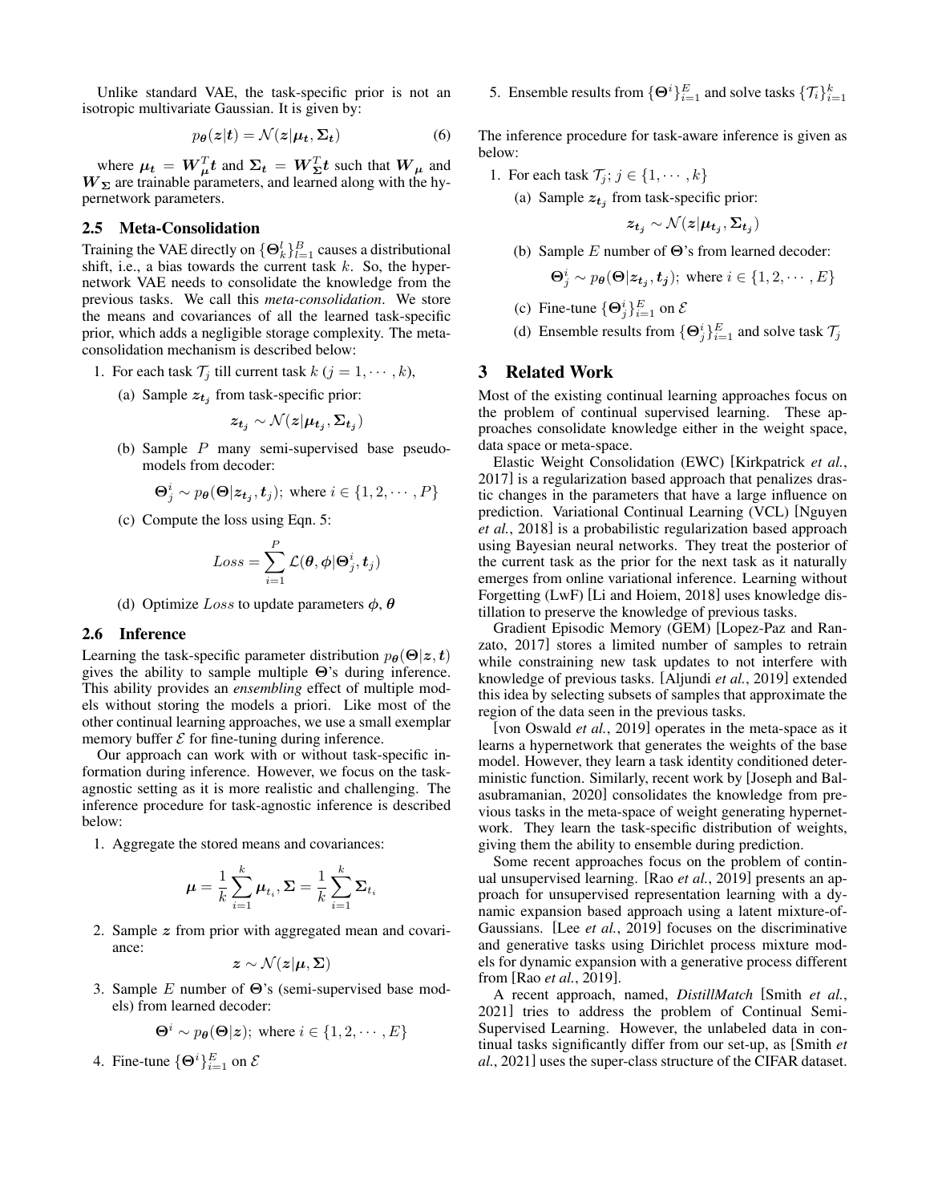Unlike standard VAE, the task-specific prior is not an isotropic multivariate Gaussian. It is given by:

$$p_{\boldsymbol{\theta}}(\boldsymbol{z}|\boldsymbol{t}) = \mathcal{N}(\boldsymbol{z}|\boldsymbol{\mu_t}, \boldsymbol{\Sigma_t}) \tag{6}$$

where $\boldsymbol{\mu_t} = \boldsymbol{W_\mu}^T \boldsymbol{t}$ and $\boldsymbol{\Sigma_t} = \boldsymbol{W_\Sigma}^T \boldsymbol{t}$ such that $\boldsymbol{W_\mu}$ and $\boldsymbol{W_\Sigma}$ are trainable parameters, and learned along with the hypernetwork parameters.

### 2.5 Meta-Consolidation

Training the VAE directly on $\{\boldsymbol{\Theta}_k^l\}_{l=1}^B$ causes a distributional shift, i.e., a bias towards the current task $k$. So, the hypernetwork VAE needs to consolidate the knowledge from the previous tasks. We call this *meta-consolidation*. We store the means and covariances of all the learned task-specific prior, which adds a negligible storage complexity. The meta-consolidation mechanism is described below:

1. For each task $\mathcal{T}_j$ till current task $k$ ($j = 1, \cdots, k$),
   (a) Sample $\boldsymbol{z_{t_j}}$ from task-specific prior:
   $$\boldsymbol{z_{t_j}} \sim \mathcal{N}(\boldsymbol{z}|\boldsymbol{\mu_{t_j}}, \boldsymbol{\Sigma_{t_j}})$$
   (b) Sample $P$ many semi-supervised base pseudo-models from decoder:
   $$\boldsymbol{\Theta}_j^i \sim p_{\boldsymbol{\theta}}(\boldsymbol{\Theta}|\boldsymbol{z_{t_j}}, \boldsymbol{t}_j); \text{ where } i \in \{1, 2, \cdots, P\}$$
   (c) Compute the loss using Eqn. 5:
   $$Loss = \sum_{i=1}^{P} \mathcal{L}(\boldsymbol{\theta}, \boldsymbol{\phi}|\boldsymbol{\Theta}_j^i, \boldsymbol{t}_j)$$
   (d) Optimize $Loss$ to update parameters $\boldsymbol{\phi}, \boldsymbol{\theta}$

### 2.6 Inference

Learning the task-specific parameter distribution $p_{\boldsymbol{\theta}}(\boldsymbol{\Theta}|\boldsymbol{z}, \boldsymbol{t})$ gives the ability to sample multiple $\boldsymbol{\Theta}$'s during inference. This ability provides an *ensembling* effect of multiple models without storing the models a priori. Like most of the other continual learning approaches, we use a small exemplar memory buffer $\mathcal{E}$ for fine-tuning during inference.

Our approach can work with or without task-specific information during inference. However, we focus on the task-agnostic setting as it is more realistic and challenging. The inference procedure for task-agnostic inference is described below:

1. Aggregate the stored means and covariances:
$$\boldsymbol{\mu} = \frac{1}{k}\sum_{i=1}^{k} \boldsymbol{\mu}_{t_i}, \boldsymbol{\Sigma} = \frac{1}{k}\sum_{i=1}^{k} \boldsymbol{\Sigma}_{t_i}$$
2. Sample $\boldsymbol{z}$ from prior with aggregated mean and covariance:
$$\boldsymbol{z} \sim \mathcal{N}(\boldsymbol{z}|\boldsymbol{\mu}, \boldsymbol{\Sigma})$$
3. Sample $E$ number of $\boldsymbol{\Theta}$'s (semi-supervised base models) from learned decoder:
$$\boldsymbol{\Theta}^i \sim p_{\boldsymbol{\theta}}(\boldsymbol{\Theta}|\boldsymbol{z}); \text{ where } i \in \{1, 2, \cdots, E\}$$
4. Fine-tune $\{\boldsymbol{\Theta}^i\}_{i=1}^E$ on $\mathcal{E}$
5. Ensemble results from $\{\boldsymbol{\Theta}^i\}_{i=1}^E$ and solve tasks $\{\mathcal{T}_i\}_{i=1}^k$

The inference procedure for task-aware inference is given as below:

1. For each task $\mathcal{T}_j$; $j \in \{1, \cdots, k\}$
   (a) Sample $\boldsymbol{z_{t_j}}$ from task-specific prior:
   $$\boldsymbol{z_{t_j}} \sim \mathcal{N}(\boldsymbol{z}|\boldsymbol{\mu_{t_j}}, \boldsymbol{\Sigma_{t_j}})$$
   (b) Sample $E$ number of $\boldsymbol{\Theta}$'s from learned decoder:
   $$\boldsymbol{\Theta}_j^i \sim p_{\boldsymbol{\theta}}(\boldsymbol{\Theta}|\boldsymbol{z_{t_j}}, \boldsymbol{t_j}); \text{ where } i \in \{1, 2, \cdots, E\}$$
   (c) Fine-tune $\{\boldsymbol{\Theta}_j^i\}_{i=1}^E$ on $\mathcal{E}$
   (d) Ensemble results from $\{\boldsymbol{\Theta}_j^i\}_{i=1}^E$ and solve task $\mathcal{T}_j$

## 3 Related Work

Most of the existing continual learning approaches focus on the problem of continual supervised learning. These approaches consolidate knowledge either in the weight space, data space or meta-space.

Elastic Weight Consolidation (EWC) [Kirkpatrick *et al.*, 2017] is a regularization based approach that penalizes drastic changes in the parameters that have a large influence on prediction. Variational Continual Learning (VCL) [Nguyen *et al.*, 2018] is a probabilistic regularization based approach using Bayesian neural networks. They treat the posterior of the current task as the prior for the next task as it naturally emerges from online variational inference. Learning without Forgetting (LwF) [Li and Hoiem, 2018] uses knowledge distillation to preserve the knowledge of previous tasks.

Gradient Episodic Memory (GEM) [Lopez-Paz and Ranzato, 2017] stores a limited number of samples to retrain while constraining new task updates to not interfere with knowledge of previous tasks. [Aljundi *et al.*, 2019] extended this idea by selecting subsets of samples that approximate the region of the data seen in the previous tasks.

[von Oswald *et al.*, 2019] operates in the meta-space as it learns a hypernetwork that generates the weights of the base model. However, they learn a task identity conditioned deterministic function. Similarly, recent work by [Joseph and Balasubramanian, 2020] consolidates the knowledge from previous tasks in the meta-space of weight generating hypernetwork. They learn the task-specific distribution of weights, giving them the ability to ensemble during prediction.

Some recent approaches focus on the problem of continual unsupervised learning. [Rao *et al.*, 2019] presents an approach for unsupervised representation learning with a dynamic expansion based approach using a latent mixture-of-Gaussians. [Lee *et al.*, 2019] focuses on the discriminative and generative tasks using Dirichlet process mixture models for dynamic expansion with a generative process different from [Rao *et al.*, 2019].

A recent approach, named, *DistillMatch* [Smith *et al.*, 2021] tries to address the problem of Continual Semi-Supervised Learning. However, the unlabeled data in continual tasks significantly differ from our set-up, as [Smith *et al.*, 2021] uses the super-class structure of the CIFAR dataset.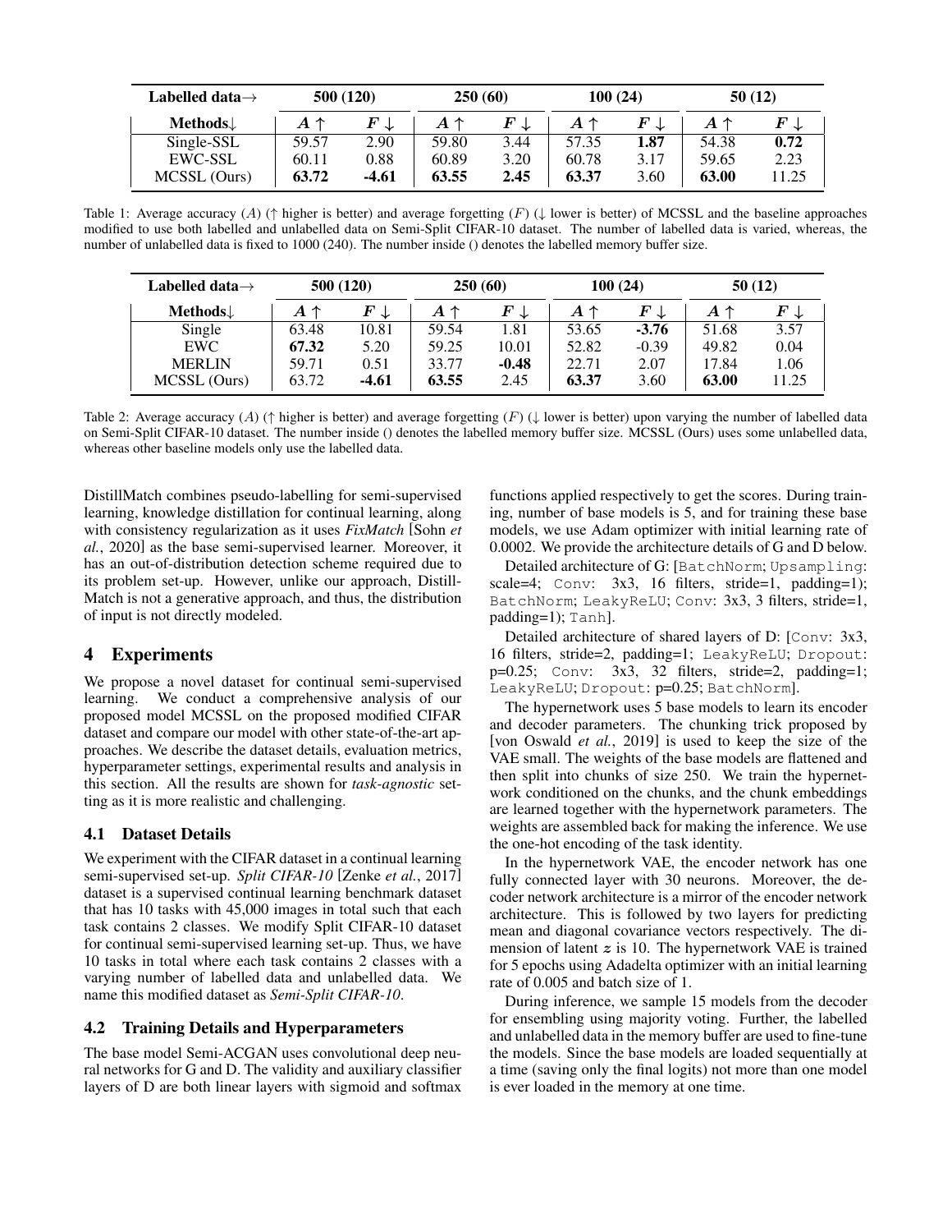| Labelled data→ | 500 (120) | | 250 (60) | | 100 (24) | | 50 (12) | |
|---|---|---|---|---|---|---|---|---|
| Methods↓ | $A$ ↑ | $F$ ↓ | $A$ ↑ | $F$ ↓ | $A$ ↑ | $F$ ↓ | $A$ ↑ | $F$ ↓ |
| Single-SSL | 59.57 | 2.90 | 59.80 | 3.44 | 57.35 | **1.87** | 54.38 | **0.72** |
| EWC-SSL | 60.11 | 0.88 | 60.89 | 3.20 | 60.78 | 3.17 | 59.65 | 2.23 |
| MCSSL (Ours) | **63.72** | **-4.61** | **63.55** | **2.45** | **63.37** | 3.60 | **63.00** | 11.25 |

Table 1: Average accuracy ($A$) (↑ higher is better) and average forgetting ($F$) (↓ lower is better) of MCSSL and the baseline approaches modified to use both labelled and unlabelled data on Semi-Split CIFAR-10 dataset. The number of labelled data is varied, whereas, the number of unlabelled data is fixed to 1000 (240). The number inside () denotes the labelled memory buffer size.

| Labelled data→ | 500 (120) | | 250 (60) | | 100 (24) | | 50 (12) | |
|---|---|---|---|---|---|---|---|---|
| Methods↓ | $A$ ↑ | $F$ ↓ | $A$ ↑ | $F$ ↓ | $A$ ↑ | $F$ ↓ | $A$ ↑ | $F$ ↓ |
| Single | 63.48 | 10.81 | 59.54 | 1.81 | 53.65 | **-3.76** | 51.68 | 3.57 |
| EWC | **67.32** | 5.20 | 59.25 | 10.01 | 52.82 | -0.39 | 49.82 | 0.04 |
| MERLIN | 59.71 | 0.51 | 33.77 | **-0.48** | 22.71 | 2.07 | 17.84 | 1.06 |
| MCSSL (Ours) | 63.72 | **-4.61** | **63.55** | 2.45 | **63.37** | 3.60 | **63.00** | 11.25 |

Table 2: Average accuracy ($A$) (↑ higher is better) and average forgetting ($F$) (↓ lower is better) upon varying the number of labelled data on Semi-Split CIFAR-10 dataset. The number inside () denotes the labelled memory buffer size. MCSSL (Ours) uses some unlabelled data, whereas other baseline models only use the labelled data.

DistillMatch combines pseudo-labelling for semi-supervised learning, knowledge distillation for continual learning, along with consistency regularization as it uses *FixMatch* [Sohn *et al.*, 2020] as the base semi-supervised learner. Moreover, it has an out-of-distribution detection scheme required due to its problem set-up. However, unlike our approach, DistillMatch is not a generative approach, and thus, the distribution of input is not directly modeled.

## 4 Experiments

We propose a novel dataset for continual semi-supervised learning. We conduct a comprehensive analysis of our proposed model MCSSL on the proposed modified CIFAR dataset and compare our model with other state-of-the-art approaches. We describe the dataset details, evaluation metrics, hyperparameter settings, experimental results and analysis in this section. All the results are shown for *task-agnostic* setting as it is more realistic and challenging.

### 4.1 Dataset Details

We experiment with the CIFAR dataset in a continual learning semi-supervised set-up. *Split CIFAR-10* [Zenke *et al.*, 2017] dataset is a supervised continual learning benchmark dataset that has 10 tasks with 45,000 images in total such that each task contains 2 classes. We modify Split CIFAR-10 dataset for continual semi-supervised learning set-up. Thus, we have 10 tasks in total where each task contains 2 classes with a varying number of labelled data and unlabelled data. We name this modified dataset as *Semi-Split CIFAR-10*.

### 4.2 Training Details and Hyperparameters

The base model Semi-ACGAN uses convolutional deep neural networks for G and D. The validity and auxiliary classifier layers of D are both linear layers with sigmoid and softmax functions applied respectively to get the scores. During training, number of base models is 5, and for training these base models, we use Adam optimizer with initial learning rate of 0.0002. We provide the architecture details of G and D below.

Detailed architecture of G: [`BatchNorm`; `Upsampling`: scale=4; `Conv`: 3x3, 16 filters, stride=1, padding=1); `BatchNorm`; `LeakyReLU`; `Conv`: 3x3, 3 filters, stride=1, padding=1); `Tanh`].

Detailed architecture of shared layers of D: [`Conv`: 3x3, 16 filters, stride=2, padding=1; `LeakyReLU`; `Dropout`: p=0.25; `Conv`: 3x3, 32 filters, stride=2, padding=1; `LeakyReLU`; `Dropout`: p=0.25; `BatchNorm`].

The hypernetwork uses 5 base models to learn its encoder and decoder parameters. The chunking trick proposed by [von Oswald *et al.*, 2019] is used to keep the size of the VAE small. The weights of the base models are flattened and then split into chunks of size 250. We train the hypernetwork conditioned on the chunks, and the chunk embeddings are learned together with the hypernetwork parameters. The weights are assembled back for making the inference. We use the one-hot encoding of the task identity.

In the hypernetwork VAE, the encoder network has one fully connected layer with 30 neurons. Moreover, the decoder network architecture is a mirror of the encoder network architecture. This is followed by two layers for predicting mean and diagonal covariance vectors respectively. The dimension of latent $z$ is 10. The hypernetwork VAE is trained for 5 epochs using Adadelta optimizer with an initial learning rate of 0.005 and batch size of 1.

During inference, we sample 15 models from the decoder for ensembling using majority voting. Further, the labelled and unlabelled data in the memory buffer are used to fine-tune the models. Since the base models are loaded sequentially at a time (saving only the final logits) not more than one model is ever loaded in the memory at one time.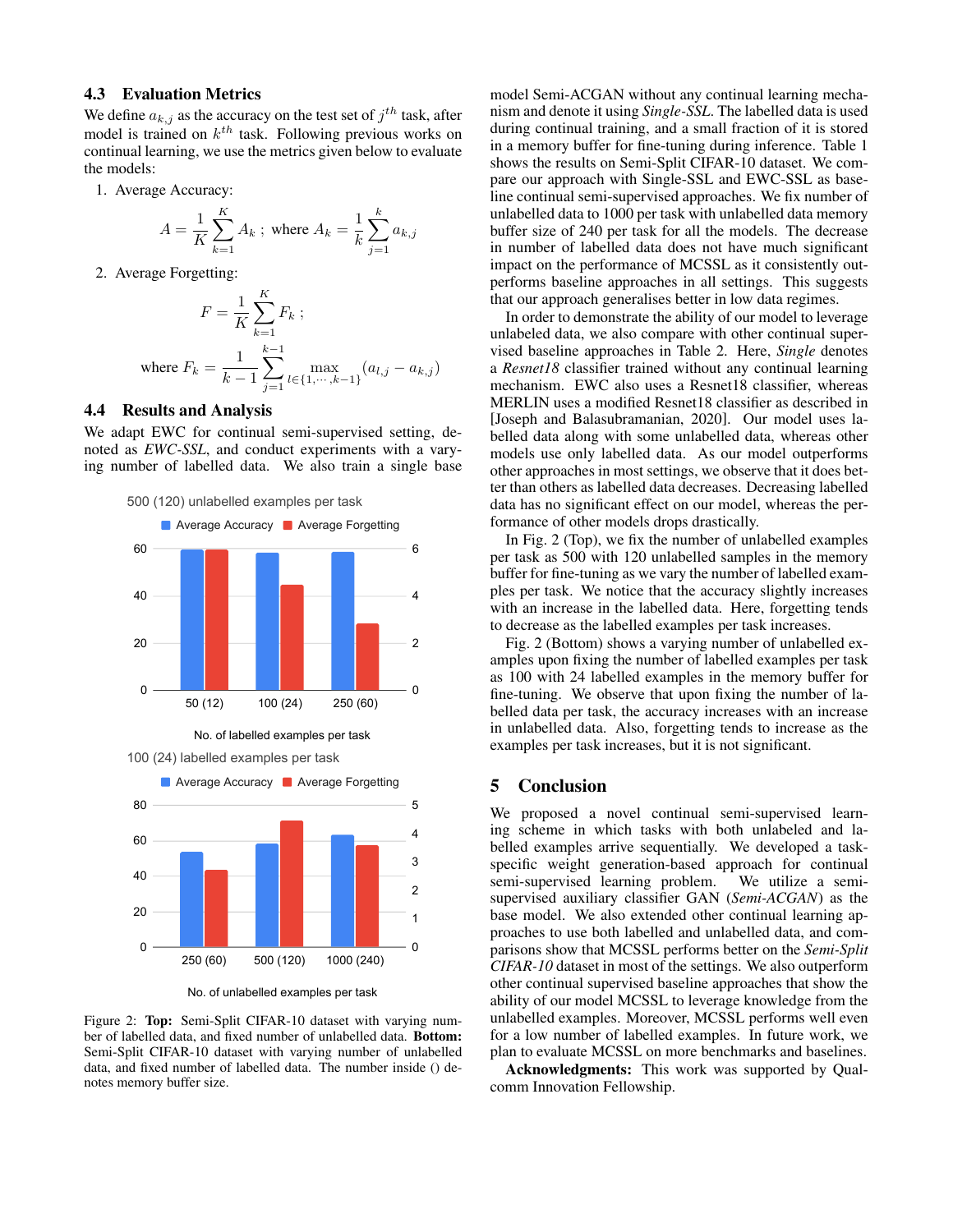### 4.3 Evaluation Metrics

We define $a_{k,j}$ as the accuracy on the test set of $j^{th}$ task, after model is trained on $k^{th}$ task. Following previous works on continual learning, we use the metrics given below to evaluate the models:

1. Average Accuracy:

$$A = \frac{1}{K}\sum_{k=1}^{K} A_k \text{ ; where } A_k = \frac{1}{k}\sum_{j=1}^{k} a_{k,j}$$

2. Average Forgetting:

$$F = \frac{1}{K}\sum_{k=1}^{K} F_k \text{ ;}$$

$$\text{where } F_k = \frac{1}{k-1}\sum_{j=1}^{k-1} \max_{l \in \{1,\cdots,k-1\}} (a_{l,j} - a_{k,j})$$

### 4.4 Results and Analysis

We adapt EWC for continual semi-supervised setting, denoted as *EWC-SSL*, and conduct experiments with a varying number of labelled data. We also train a single base model Semi-ACGAN without any continual learning mechanism and denote it using *Single-SSL*. The labelled data is used during continual training, and a small fraction of it is stored in a memory buffer for fine-tuning during inference. Table 1 shows the results on Semi-Split CIFAR-10 dataset. We compare our approach with Single-SSL and EWC-SSL as baseline continual semi-supervised approaches. We fix number of unlabelled data to 1000 per task with unlabelled data memory buffer size of 240 per task for all the models. The decrease in number of labelled data does not have much significant impact on the performance of MCSSL as it consistently outperforms baseline approaches in all settings. This suggests that our approach generalises better in low data regimes.

In order to demonstrate the ability of our model to leverage unlabeled data, we also compare with other continual supervised baseline approaches in Table 2. Here, *Single* denotes a *Resnet18* classifier trained without any continual learning mechanism. EWC also uses a Resnet18 classifier, whereas MERLIN uses a modified Resnet18 classifier as described in [Joseph and Balasubramanian, 2020]. Our model uses labelled data along with some unlabelled data, whereas other models use only labelled data. As our model outperforms other approaches in most settings, we observe that it does better than others as labelled data decreases. Decreasing labelled data has no significant effect on our model, whereas the performance of other models drops drastically.

In Fig. 2 (Top), we fix the number of unlabelled examples per task as 500 with 120 unlabelled samples in the memory buffer for fine-tuning as we vary the number of labelled examples per task. We notice that the accuracy slightly increases with an increase in the labelled data. Here, forgetting tends to decrease as the labelled examples per task increases.

Fig. 2 (Bottom) shows a varying number of unlabelled examples upon fixing the number of labelled examples per task as 100 with 24 labelled examples in the memory buffer for fine-tuning. We observe that upon fixing the number of labelled data per task, the accuracy increases with an increase in unlabelled data. Also, forgetting tends to increase as the examples per task increases, but it is not significant.

500 (120) unlabelled examples per task

Average Accuracy / Average Forgetting

| No. of labelled examples per task | 50 (12) | 100 (24) | 250 (60) |
|---|---|---|---|

100 (24) labelled examples per task

Average Accuracy / Average Forgetting

| No. of unlabelled examples per task | 250 (60) | 500 (120) | 1000 (240) |
|---|---|---|---|

Figure 2: **Top:** Semi-Split CIFAR-10 dataset with varying number of labelled data, and fixed number of unlabelled data. **Bottom:** Semi-Split CIFAR-10 dataset with varying number of unlabelled data, and fixed number of labelled data. The number inside () denotes memory buffer size.

## 5 Conclusion

We proposed a novel continual semi-supervised learning scheme in which tasks with both unlabeled and labelled examples arrive sequentially. We developed a task-specific weight generation-based approach for continual semi-supervised learning problem. We utilize a semi-supervised auxiliary classifier GAN (*Semi-ACGAN*) as the base model. We also extended other continual learning approaches to use both labelled and unlabelled data, and comparisons show that MCSSL performs better on the *Semi-Split CIFAR-10* dataset in most of the settings. We also outperform other continual supervised baseline approaches that show the ability of our model MCSSL to leverage knowledge from the unlabelled examples. Moreover, MCSSL performs well even for a low number of labelled examples. In future work, we plan to evaluate MCSSL on more benchmarks and baselines.

**Acknowledgments:** This work was supported by Qualcomm Innovation Fellowship.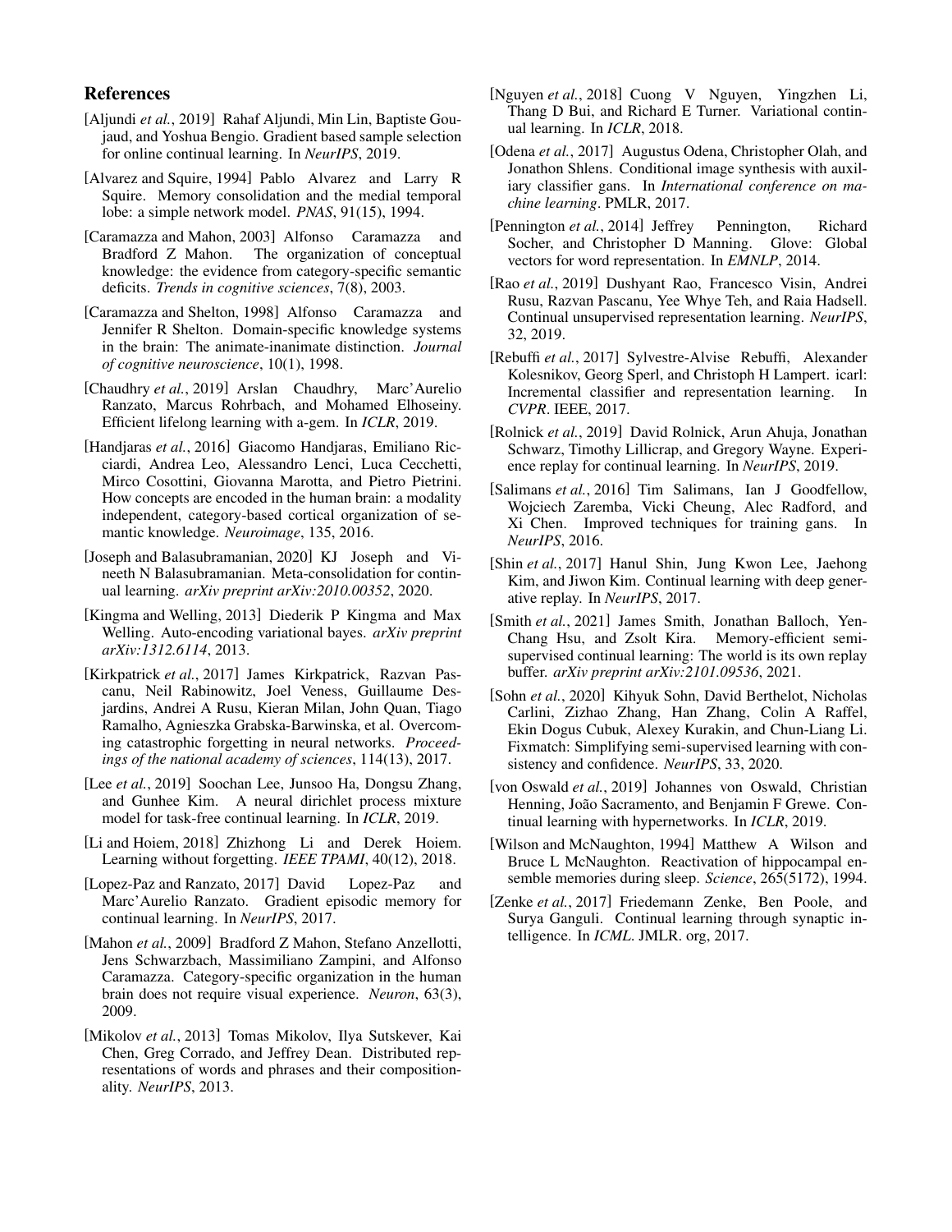## References

[Aljundi *et al.*, 2019] Rahaf Aljundi, Min Lin, Baptiste Goujaud, and Yoshua Bengio. Gradient based sample selection for online continual learning. In *NeurIPS*, 2019.

[Alvarez and Squire, 1994] Pablo Alvarez and Larry R Squire. Memory consolidation and the medial temporal lobe: a simple network model. *PNAS*, 91(15), 1994.

[Caramazza and Mahon, 2003] Alfonso Caramazza and Bradford Z Mahon. The organization of conceptual knowledge: the evidence from category-specific semantic deficits. *Trends in cognitive sciences*, 7(8), 2003.

[Caramazza and Shelton, 1998] Alfonso Caramazza and Jennifer R Shelton. Domain-specific knowledge systems in the brain: The animate-inanimate distinction. *Journal of cognitive neuroscience*, 10(1), 1998.

[Chaudhry *et al.*, 2019] Arslan Chaudhry, Marc'Aurelio Ranzato, Marcus Rohrbach, and Mohamed Elhoseiny. Efficient lifelong learning with a-gem. In *ICLR*, 2019.

[Handjaras *et al.*, 2016] Giacomo Handjaras, Emiliano Ricciardi, Andrea Leo, Alessandro Lenci, Luca Cecchetti, Mirco Cosottini, Giovanna Marotta, and Pietro Pietrini. How concepts are encoded in the human brain: a modality independent, category-based cortical organization of semantic knowledge. *Neuroimage*, 135, 2016.

[Joseph and Balasubramanian, 2020] KJ Joseph and Vineeth N Balasubramanian. Meta-consolidation for continual learning. *arXiv preprint arXiv:2010.00352*, 2020.

[Kingma and Welling, 2013] Diederik P Kingma and Max Welling. Auto-encoding variational bayes. *arXiv preprint arXiv:1312.6114*, 2013.

[Kirkpatrick *et al.*, 2017] James Kirkpatrick, Razvan Pascanu, Neil Rabinowitz, Joel Veness, Guillaume Desjardins, Andrei A Rusu, Kieran Milan, John Quan, Tiago Ramalho, Agnieszka Grabska-Barwinska, et al. Overcoming catastrophic forgetting in neural networks. *Proceedings of the national academy of sciences*, 114(13), 2017.

[Lee *et al.*, 2019] Soochan Lee, Junsoo Ha, Dongsu Zhang, and Gunhee Kim. A neural dirichlet process mixture model for task-free continual learning. In *ICLR*, 2019.

[Li and Hoiem, 2018] Zhizhong Li and Derek Hoiem. Learning without forgetting. *IEEE TPAMI*, 40(12), 2018.

[Lopez-Paz and Ranzato, 2017] David Lopez-Paz and Marc'Aurelio Ranzato. Gradient episodic memory for continual learning. In *NeurIPS*, 2017.

[Mahon *et al.*, 2009] Bradford Z Mahon, Stefano Anzellotti, Jens Schwarzbach, Massimiliano Zampini, and Alfonso Caramazza. Category-specific organization in the human brain does not require visual experience. *Neuron*, 63(3), 2009.

[Mikolov *et al.*, 2013] Tomas Mikolov, Ilya Sutskever, Kai Chen, Greg Corrado, and Jeffrey Dean. Distributed representations of words and phrases and their compositionality. *NeurIPS*, 2013.

[Nguyen *et al.*, 2018] Cuong V Nguyen, Yingzhen Li, Thang D Bui, and Richard E Turner. Variational continual learning. In *ICLR*, 2018.

[Odena *et al.*, 2017] Augustus Odena, Christopher Olah, and Jonathon Shlens. Conditional image synthesis with auxiliary classifier gans. In *International conference on machine learning*. PMLR, 2017.

[Pennington *et al.*, 2014] Jeffrey Pennington, Richard Socher, and Christopher D Manning. Glove: Global vectors for word representation. In *EMNLP*, 2014.

[Rao *et al.*, 2019] Dushyant Rao, Francesco Visin, Andrei Rusu, Razvan Pascanu, Yee Whye Teh, and Raia Hadsell. Continual unsupervised representation learning. *NeurIPS*, 32, 2019.

[Rebuffi *et al.*, 2017] Sylvestre-Alvise Rebuffi, Alexander Kolesnikov, Georg Sperl, and Christoph H Lampert. icarl: Incremental classifier and representation learning. In *CVPR*. IEEE, 2017.

[Rolnick *et al.*, 2019] David Rolnick, Arun Ahuja, Jonathan Schwarz, Timothy Lillicrap, and Gregory Wayne. Experience replay for continual learning. In *NeurIPS*, 2019.

[Salimans *et al.*, 2016] Tim Salimans, Ian J Goodfellow, Wojciech Zaremba, Vicki Cheung, Alec Radford, and Xi Chen. Improved techniques for training gans. In *NeurIPS*, 2016.

[Shin *et al.*, 2017] Hanul Shin, Jung Kwon Lee, Jaehong Kim, and Jiwon Kim. Continual learning with deep generative replay. In *NeurIPS*, 2017.

[Smith *et al.*, 2021] James Smith, Jonathan Balloch, Yen-Chang Hsu, and Zsolt Kira. Memory-efficient semi-supervised continual learning: The world is its own replay buffer. *arXiv preprint arXiv:2101.09536*, 2021.

[Sohn *et al.*, 2020] Kihyuk Sohn, David Berthelot, Nicholas Carlini, Zizhao Zhang, Han Zhang, Colin A Raffel, Ekin Dogus Cubuk, Alexey Kurakin, and Chun-Liang Li. Fixmatch: Simplifying semi-supervised learning with consistency and confidence. *NeurIPS*, 33, 2020.

[von Oswald *et al.*, 2019] Johannes von Oswald, Christian Henning, João Sacramento, and Benjamin F Grewe. Continual learning with hypernetworks. In *ICLR*, 2019.

[Wilson and McNaughton, 1994] Matthew A Wilson and Bruce L McNaughton. Reactivation of hippocampal ensemble memories during sleep. *Science*, 265(5172), 1994.

[Zenke *et al.*, 2017] Friedemann Zenke, Ben Poole, and Surya Ganguli. Continual learning through synaptic intelligence. In *ICML*. JMLR. org, 2017.